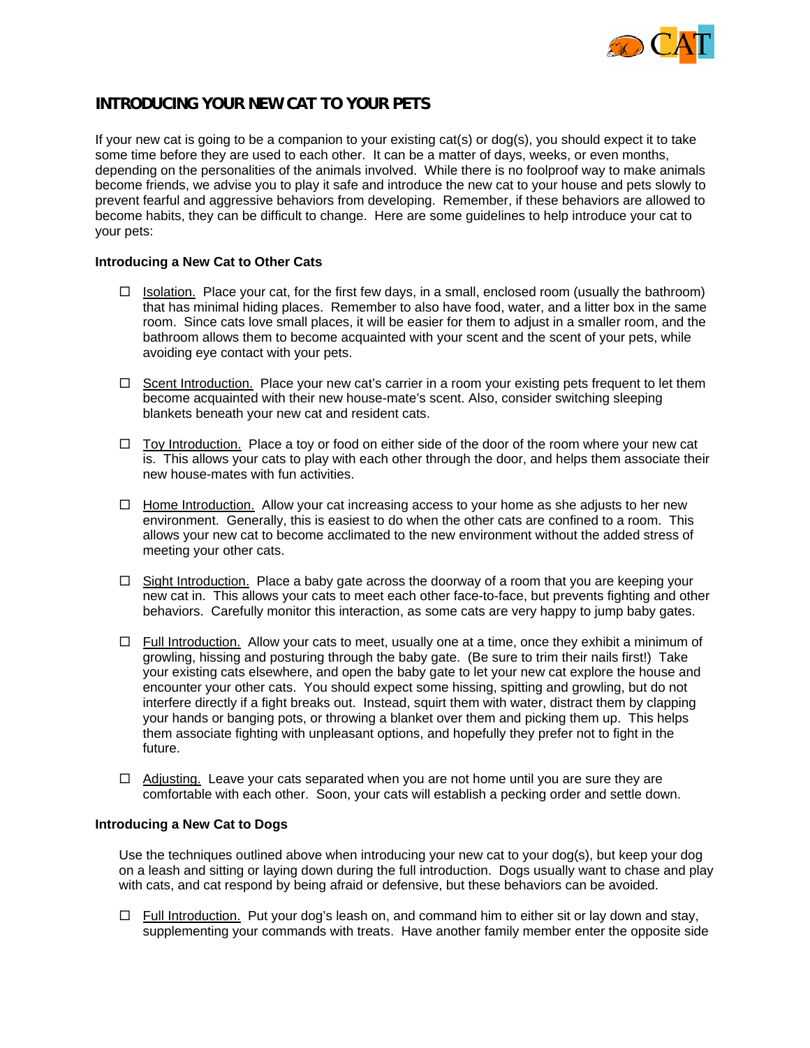## INTRODUCING YOUR NEW CAT TO YOUR PETS

If your new cat is going to be a companion to your existing cat(s) or dog(s), you should expect it to take some time before they are used to each other. It can be a matter of days, weeks, or even months, depending on the personalities of the animals involved. While there is no foolproof way to make animals become friends, we advise you to play it safe and introduce the new cat to your house and pets slowly to prevent fearful and aggressive behaviors from developing. Remember, if these behaviors are allowed to become habits, they can be difficult to change. Here are some guidelines to help introduce your cat to your pets:

**Introducing a New Cat to Other Cats**

- ☐ Isolation. Place your cat, for the first few days, in a small, enclosed room (usually the bathroom) that has minimal hiding places. Remember to also have food, water, and a litter box in the same room. Since cats love small places, it will be easier for them to adjust in a smaller room, and the bathroom allows them to become acquainted with your scent and the scent of your pets, while avoiding eye contact with your pets.

- ☐ Scent Introduction. Place your new cat's carrier in a room your existing pets frequent to let them become acquainted with their new house-mate's scent. Also, consider switching sleeping blankets beneath your new cat and resident cats.

- ☐ Toy Introduction. Place a toy or food on either side of the door of the room where your new cat is. This allows your cats to play with each other through the door, and helps them associate their new house-mates with fun activities.

- ☐ Home Introduction. Allow your cat increasing access to your home as she adjusts to her new environment. Generally, this is easiest to do when the other cats are confined to a room. This allows your new cat to become acclimated to the new environment without the added stress of meeting your other cats.

- ☐ Sight Introduction. Place a baby gate across the doorway of a room that you are keeping your new cat in. This allows your cats to meet each other face-to-face, but prevents fighting and other behaviors. Carefully monitor this interaction, as some cats are very happy to jump baby gates.

- ☐ Full Introduction. Allow your cats to meet, usually one at a time, once they exhibit a minimum of growling, hissing and posturing through the baby gate. (Be sure to trim their nails first!) Take your existing cats elsewhere, and open the baby gate to let your new cat explore the house and encounter your other cats. You should expect some hissing, spitting and growling, but do not interfere directly if a fight breaks out. Instead, squirt them with water, distract them by clapping your hands or banging pots, or throwing a blanket over them and picking them up. This helps them associate fighting with unpleasant options, and hopefully they prefer not to fight in the future.

- ☐ Adjusting. Leave your cats separated when you are not home until you are sure they are comfortable with each other. Soon, your cats will establish a pecking order and settle down.

**Introducing a New Cat to Dogs**

Use the techniques outlined above when introducing your new cat to your dog(s), but keep your dog on a leash and sitting or laying down during the full introduction. Dogs usually want to chase and play with cats, and cat respond by being afraid or defensive, but these behaviors can be avoided.

- ☐ Full Introduction. Put your dog's leash on, and command him to either sit or lay down and stay, supplementing your commands with treats. Have another family member enter the opposite side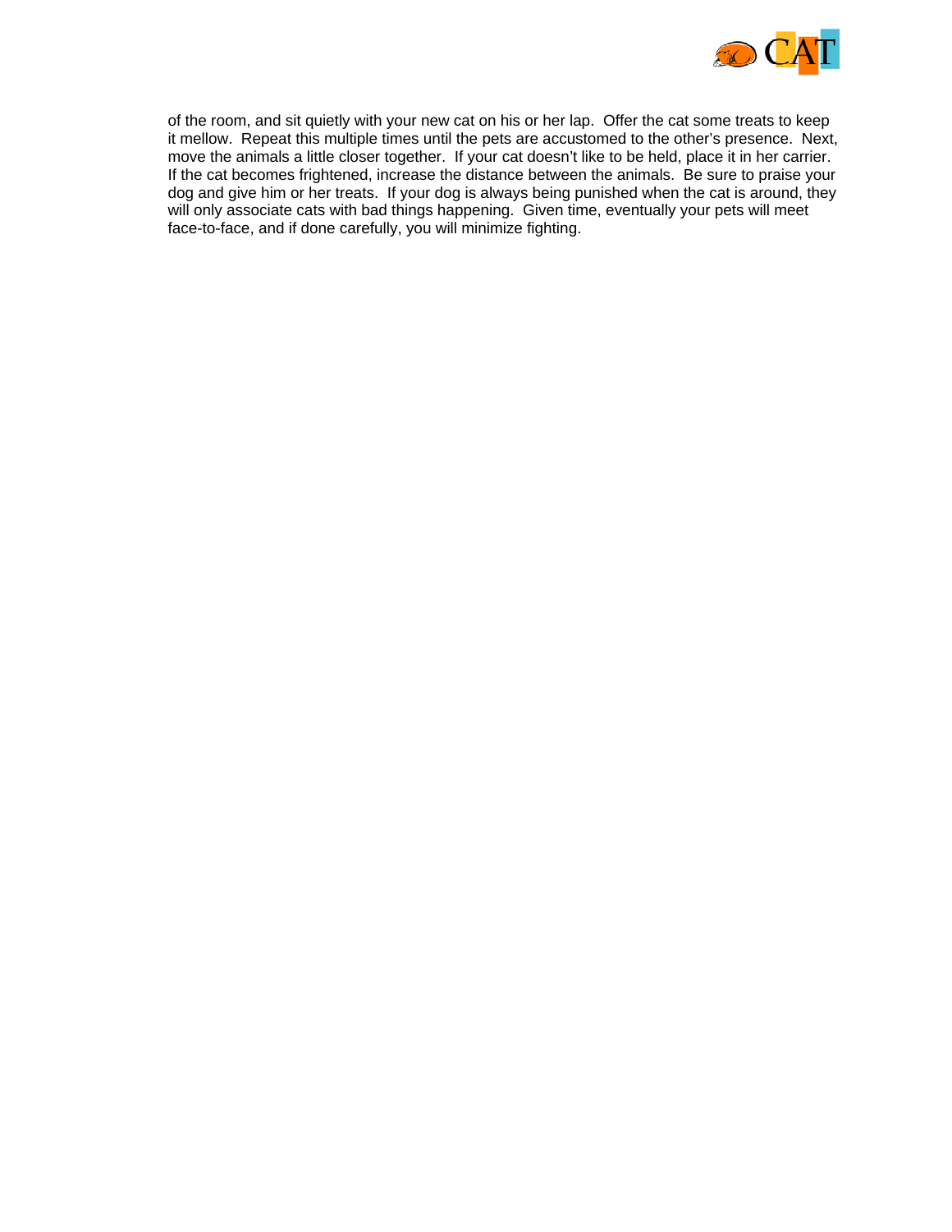of the room, and sit quietly with your new cat on his or her lap. Offer the cat some treats to keep it mellow. Repeat this multiple times until the pets are accustomed to the other's presence. Next, move the animals a little closer together. If your cat doesn't like to be held, place it in her carrier. If the cat becomes frightened, increase the distance between the animals. Be sure to praise your dog and give him or her treats. If your dog is always being punished when the cat is around, they will only associate cats with bad things happening. Given time, eventually your pets will meet face-to-face, and if done carefully, you will minimize fighting.